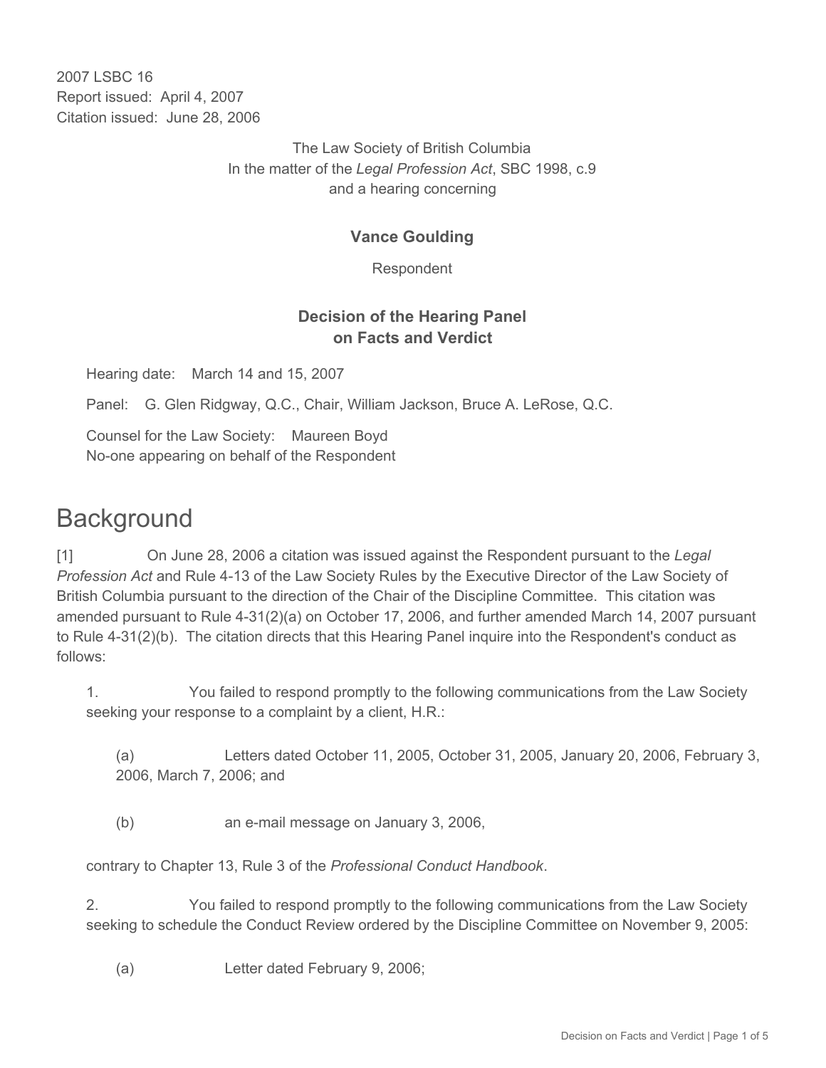2007 LSBC 16
Report issued: April 4, 2007
Citation issued: June 28, 2006

The Law Society of British Columbia
In the matter of the *Legal Profession Act*, SBC 1998, c.9
and a hearing concerning

**Vance Goulding**

Respondent

**Decision of the Hearing Panel on Facts and Verdict**

Hearing date: March 14 and 15, 2007

Panel: G. Glen Ridgway, Q.C., Chair, William Jackson, Bruce A. LeRose, Q.C.

Counsel for the Law Society: Maureen Boyd
No-one appearing on behalf of the Respondent

# Background

[1] On June 28, 2006 a citation was issued against the Respondent pursuant to the *Legal Profession Act* and Rule 4-13 of the Law Society Rules by the Executive Director of the Law Society of British Columbia pursuant to the direction of the Chair of the Discipline Committee. This citation was amended pursuant to Rule 4-31(2)(a) on October 17, 2006, and further amended March 14, 2007 pursuant to Rule 4-31(2)(b). The citation directs that this Hearing Panel inquire into the Respondent's conduct as follows:

1. You failed to respond promptly to the following communications from the Law Society seeking your response to a complaint by a client, H.R.:

    (a) Letters dated October 11, 2005, October 31, 2005, January 20, 2006, February 3, 2006, March 7, 2006; and

    (b) an e-mail message on January 3, 2006,

    contrary to Chapter 13, Rule 3 of the *Professional Conduct Handbook*.

2. You failed to respond promptly to the following communications from the Law Society seeking to schedule the Conduct Review ordered by the Discipline Committee on November 9, 2005:

    (a) Letter dated February 9, 2006;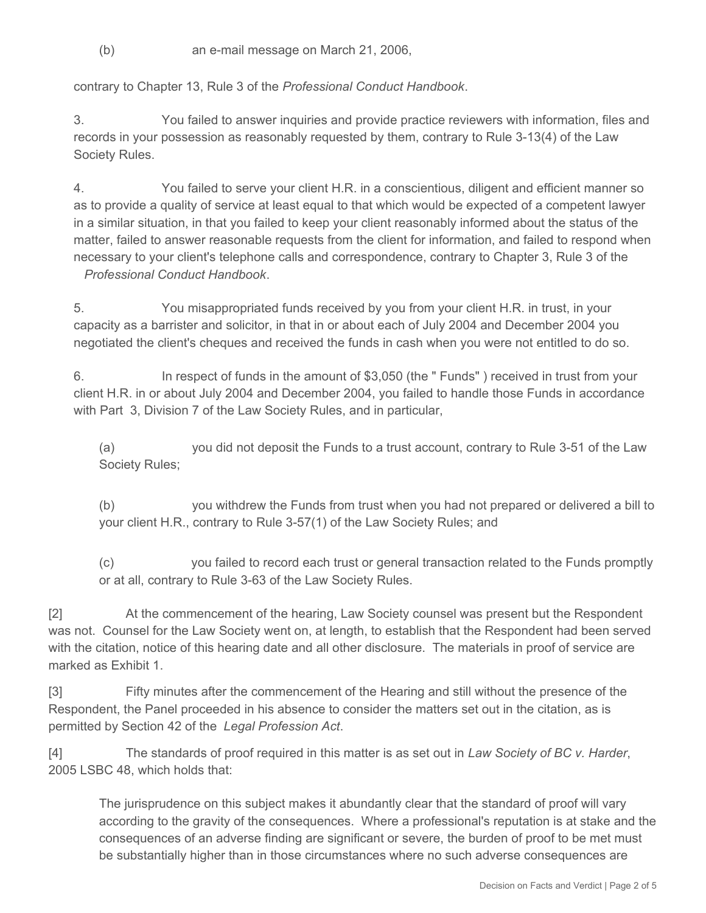(b) an e-mail message on March 21, 2006,

contrary to Chapter 13, Rule 3 of the *Professional Conduct Handbook*.

3. You failed to answer inquiries and provide practice reviewers with information, files and records in your possession as reasonably requested by them, contrary to Rule 3-13(4) of the Law Society Rules.

4. You failed to serve your client H.R. in a conscientious, diligent and efficient manner so as to provide a quality of service at least equal to that which would be expected of a competent lawyer in a similar situation, in that you failed to keep your client reasonably informed about the status of the matter, failed to answer reasonable requests from the client for information, and failed to respond when necessary to your client's telephone calls and correspondence, contrary to Chapter 3, Rule 3 of the *Professional Conduct Handbook*.

5. You misappropriated funds received by you from your client H.R. in trust, in your capacity as a barrister and solicitor, in that in or about each of July 2004 and December 2004 you negotiated the client's cheques and received the funds in cash when you were not entitled to do so.

6. In respect of funds in the amount of $3,050 (the " Funds" ) received in trust from your client H.R. in or about July 2004 and December 2004, you failed to handle those Funds in accordance with Part 3, Division 7 of the Law Society Rules, and in particular,

> (a) you did not deposit the Funds to a trust account, contrary to Rule 3-51 of the Law Society Rules;
>
> (b) you withdrew the Funds from trust when you had not prepared or delivered a bill to your client H.R., contrary to Rule 3-57(1) of the Law Society Rules; and
>
> (c) you failed to record each trust or general transaction related to the Funds promptly or at all, contrary to Rule 3-63 of the Law Society Rules.

[2] At the commencement of the hearing, Law Society counsel was present but the Respondent was not. Counsel for the Law Society went on, at length, to establish that the Respondent had been served with the citation, notice of this hearing date and all other disclosure. The materials in proof of service are marked as Exhibit 1.

[3] Fifty minutes after the commencement of the Hearing and still without the presence of the Respondent, the Panel proceeded in his absence to consider the matters set out in the citation, as is permitted by Section 42 of the *Legal Profession Act*.

[4] The standards of proof required in this matter is as set out in *Law Society of BC v. Harder*, 2005 LSBC 48, which holds that:

> The jurisprudence on this subject makes it abundantly clear that the standard of proof will vary according to the gravity of the consequences. Where a professional's reputation is at stake and the consequences of an adverse finding are significant or severe, the burden of proof to be met must be substantially higher than in those circumstances where no such adverse consequences are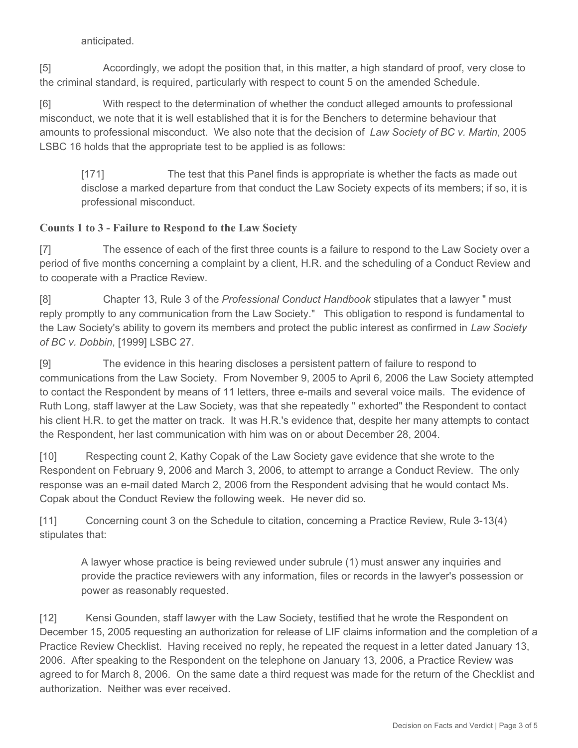anticipated.

[5] Accordingly, we adopt the position that, in this matter, a high standard of proof, very close to the criminal standard, is required, particularly with respect to count 5 on the amended Schedule.

[6] With respect to the determination of whether the conduct alleged amounts to professional misconduct, we note that it is well established that it is for the Benchers to determine behaviour that amounts to professional misconduct. We also note that the decision of *Law Society of BC v. Martin*, 2005 LSBC 16 holds that the appropriate test to be applied is as follows:

> [171] The test that this Panel finds is appropriate is whether the facts as made out disclose a marked departure from that conduct the Law Society expects of its members; if so, it is professional misconduct.

### Counts 1 to 3 - Failure to Respond to the Law Society

[7] The essence of each of the first three counts is a failure to respond to the Law Society over a period of five months concerning a complaint by a client, H.R. and the scheduling of a Conduct Review and to cooperate with a Practice Review.

[8] Chapter 13, Rule 3 of the *Professional Conduct Handbook* stipulates that a lawyer " must reply promptly to any communication from the Law Society." This obligation to respond is fundamental to the Law Society's ability to govern its members and protect the public interest as confirmed in *Law Society of BC v. Dobbin*, [1999] LSBC 27.

[9] The evidence in this hearing discloses a persistent pattern of failure to respond to communications from the Law Society. From November 9, 2005 to April 6, 2006 the Law Society attempted to contact the Respondent by means of 11 letters, three e-mails and several voice mails. The evidence of Ruth Long, staff lawyer at the Law Society, was that she repeatedly " exhorted" the Respondent to contact his client H.R. to get the matter on track. It was H.R.'s evidence that, despite her many attempts to contact the Respondent, her last communication with him was on or about December 28, 2004.

[10] Respecting count 2, Kathy Copak of the Law Society gave evidence that she wrote to the Respondent on February 9, 2006 and March 3, 2006, to attempt to arrange a Conduct Review. The only response was an e-mail dated March 2, 2006 from the Respondent advising that he would contact Ms. Copak about the Conduct Review the following week. He never did so.

[11] Concerning count 3 on the Schedule to citation, concerning a Practice Review, Rule 3-13(4) stipulates that:

> A lawyer whose practice is being reviewed under subrule (1) must answer any inquiries and provide the practice reviewers with any information, files or records in the lawyer's possession or power as reasonably requested.

[12] Kensi Gounden, staff lawyer with the Law Society, testified that he wrote the Respondent on December 15, 2005 requesting an authorization for release of LIF claims information and the completion of a Practice Review Checklist. Having received no reply, he repeated the request in a letter dated January 13, 2006. After speaking to the Respondent on the telephone on January 13, 2006, a Practice Review was agreed to for March 8, 2006. On the same date a third request was made for the return of the Checklist and authorization. Neither was ever received.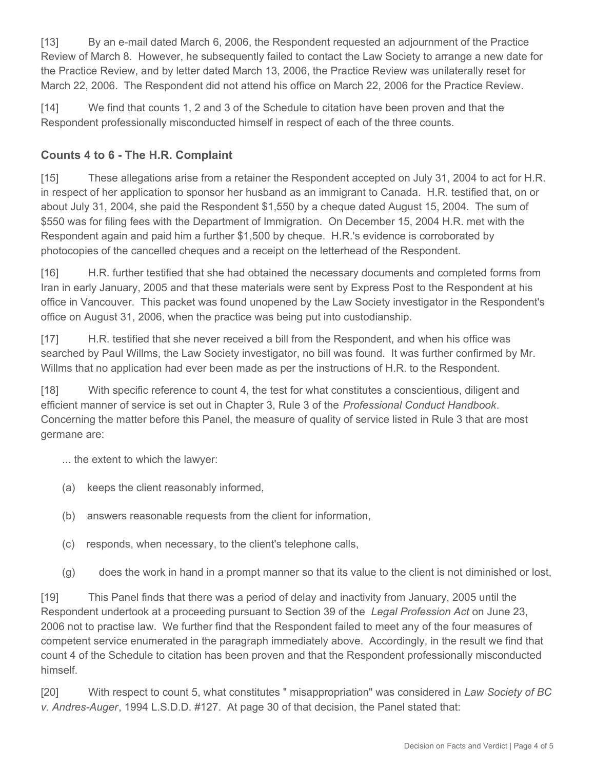[13] By an e-mail dated March 6, 2006, the Respondent requested an adjournment of the Practice Review of March 8. However, he subsequently failed to contact the Law Society to arrange a new date for the Practice Review, and by letter dated March 13, 2006, the Practice Review was unilaterally reset for March 22, 2006. The Respondent did not attend his office on March 22, 2006 for the Practice Review.

[14] We find that counts 1, 2 and 3 of the Schedule to citation have been proven and that the Respondent professionally misconducted himself in respect of each of the three counts.

## Counts 4 to 6 - The H.R. Complaint

[15] These allegations arise from a retainer the Respondent accepted on July 31, 2004 to act for H.R. in respect of her application to sponsor her husband as an immigrant to Canada. H.R. testified that, on or about July 31, 2004, she paid the Respondent $1,550 by a cheque dated August 15, 2004. The sum of $550 was for filing fees with the Department of Immigration. On December 15, 2004 H.R. met with the Respondent again and paid him a further $1,500 by cheque. H.R.'s evidence is corroborated by photocopies of the cancelled cheques and a receipt on the letterhead of the Respondent.

[16] H.R. further testified that she had obtained the necessary documents and completed forms from Iran in early January, 2005 and that these materials were sent by Express Post to the Respondent at his office in Vancouver. This packet was found unopened by the Law Society investigator in the Respondent's office on August 31, 2006, when the practice was being put into custodianship.

[17] H.R. testified that she never received a bill from the Respondent, and when his office was searched by Paul Willms, the Law Society investigator, no bill was found. It was further confirmed by Mr. Willms that no application had ever been made as per the instructions of H.R. to the Respondent.

[18] With specific reference to count 4, the test for what constitutes a conscientious, diligent and efficient manner of service is set out in Chapter 3, Rule 3 of the *Professional Conduct Handbook*. Concerning the matter before this Panel, the measure of quality of service listed in Rule 3 that are most germane are:

> ... the extent to which the lawyer:
>
> (a) keeps the client reasonably informed,
>
> (b) answers reasonable requests from the client for information,
>
> (c) responds, when necessary, to the client's telephone calls,
>
> (g) does the work in hand in a prompt manner so that its value to the client is not diminished or lost,

[19] This Panel finds that there was a period of delay and inactivity from January, 2005 until the Respondent undertook at a proceeding pursuant to Section 39 of the *Legal Profession Act* on June 23, 2006 not to practise law. We further find that the Respondent failed to meet any of the four measures of competent service enumerated in the paragraph immediately above. Accordingly, in the result we find that count 4 of the Schedule to citation has been proven and that the Respondent professionally misconducted himself.

[20] With respect to count 5, what constitutes " misappropriation" was considered in *Law Society of BC v. Andres-Auger*, 1994 L.S.D.D. #127. At page 30 of that decision, the Panel stated that: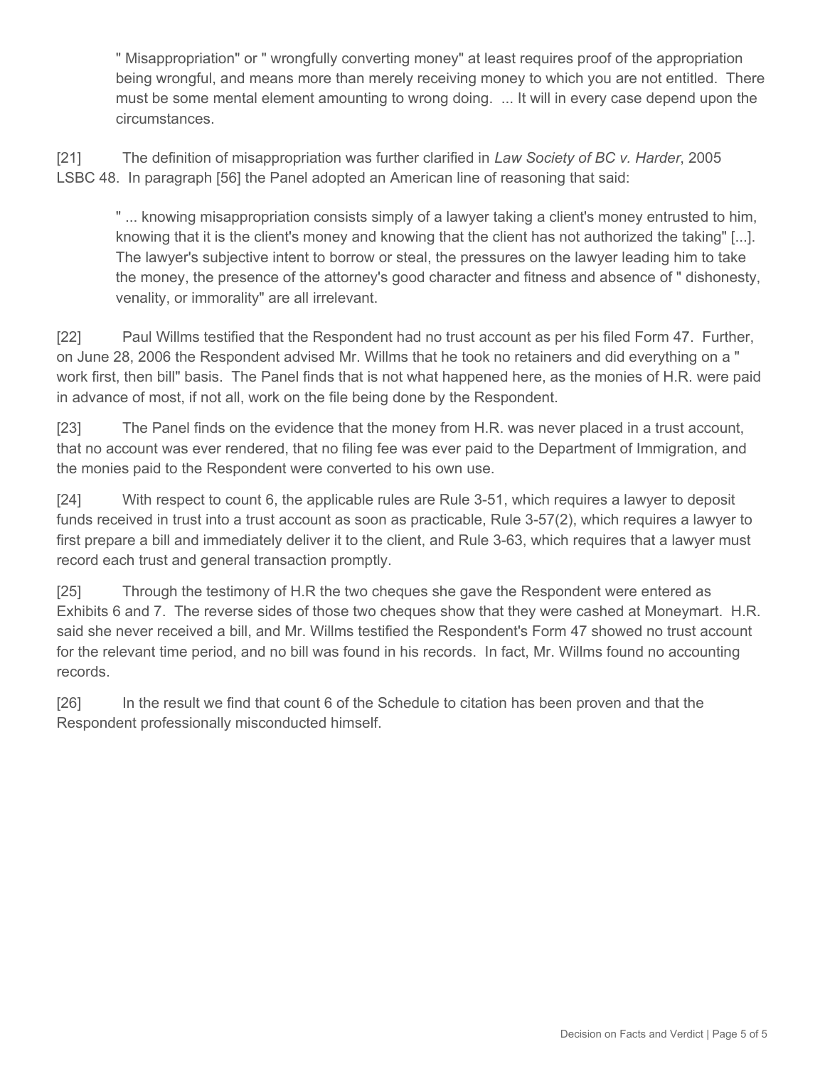> " Misappropriation" or " wrongfully converting money" at least requires proof of the appropriation being wrongful, and means more than merely receiving money to which you are not entitled. There must be some mental element amounting to wrong doing. ... It will in every case depend upon the circumstances.

[21] The definition of misappropriation was further clarified in *Law Society of BC v. Harder*, 2005 LSBC 48. In paragraph [56] the Panel adopted an American line of reasoning that said:

> " ... knowing misappropriation consists simply of a lawyer taking a client's money entrusted to him, knowing that it is the client's money and knowing that the client has not authorized the taking" [...]. The lawyer's subjective intent to borrow or steal, the pressures on the lawyer leading him to take the money, the presence of the attorney's good character and fitness and absence of " dishonesty, venality, or immorality" are all irrelevant.

[22] Paul Willms testified that the Respondent had no trust account as per his filed Form 47. Further, on June 28, 2006 the Respondent advised Mr. Willms that he took no retainers and did everything on a " work first, then bill" basis. The Panel finds that is not what happened here, as the monies of H.R. were paid in advance of most, if not all, work on the file being done by the Respondent.

[23] The Panel finds on the evidence that the money from H.R. was never placed in a trust account, that no account was ever rendered, that no filing fee was ever paid to the Department of Immigration, and the monies paid to the Respondent were converted to his own use.

[24] With respect to count 6, the applicable rules are Rule 3-51, which requires a lawyer to deposit funds received in trust into a trust account as soon as practicable, Rule 3-57(2), which requires a lawyer to first prepare a bill and immediately deliver it to the client, and Rule 3-63, which requires that a lawyer must record each trust and general transaction promptly.

[25] Through the testimony of H.R the two cheques she gave the Respondent were entered as Exhibits 6 and 7. The reverse sides of those two cheques show that they were cashed at Moneymart. H.R. said she never received a bill, and Mr. Willms testified the Respondent's Form 47 showed no trust account for the relevant time period, and no bill was found in his records. In fact, Mr. Willms found no accounting records.

[26] In the result we find that count 6 of the Schedule to citation has been proven and that the Respondent professionally misconducted himself.